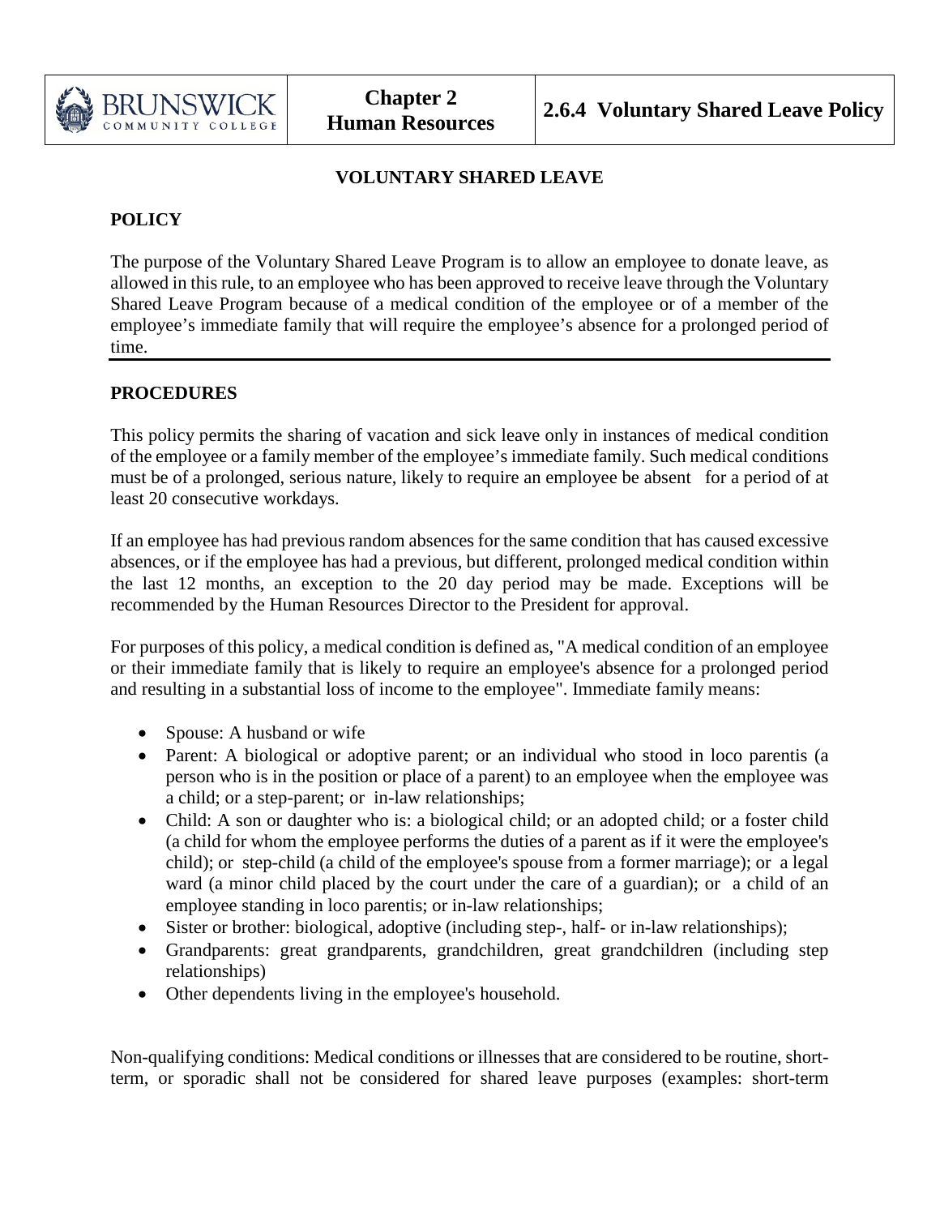# VOLUNTARY SHARED LEAVE

## POLICY

The purpose of the Voluntary Shared Leave Program is to allow an employee to donate leave, as allowed in this rule, to an employee who has been approved to receive leave through the Voluntary Shared Leave Program because of a medical condition of the employee or of a member of the employee's immediate family that will require the employee's absence for a prolonged period of time.

## PROCEDURES

This policy permits the sharing of vacation and sick leave only in instances of medical condition of the employee or a family member of the employee's immediate family. Such medical conditions must be of a prolonged, serious nature, likely to require an employee be absent for a period of at least 20 consecutive workdays.

If an employee has had previous random absences for the same condition that has caused excessive absences, or if the employee has had a previous, but different, prolonged medical condition within the last 12 months, an exception to the 20 day period may be made. Exceptions will be recommended by the Human Resources Director to the President for approval.

For purposes of this policy, a medical condition is defined as, "A medical condition of an employee or their immediate family that is likely to require an employee's absence for a prolonged period and resulting in a substantial loss of income to the employee". Immediate family means:

- Spouse: A husband or wife
- Parent: A biological or adoptive parent; or an individual who stood in loco parentis (a person who is in the position or place of a parent) to an employee when the employee was a child; or a step-parent; or in-law relationships;
- Child: A son or daughter who is: a biological child; or an adopted child; or a foster child (a child for whom the employee performs the duties of a parent as if it were the employee's child); or step-child (a child of the employee's spouse from a former marriage); or a legal ward (a minor child placed by the court under the care of a guardian); or a child of an employee standing in loco parentis; or in-law relationships;
- Sister or brother: biological, adoptive (including step-, half- or in-law relationships);
- Grandparents: great grandparents, grandchildren, great grandchildren (including step relationships)
- Other dependents living in the employee's household.

Non-qualifying conditions: Medical conditions or illnesses that are considered to be routine, short-term, or sporadic shall not be considered for shared leave purposes (examples: short-term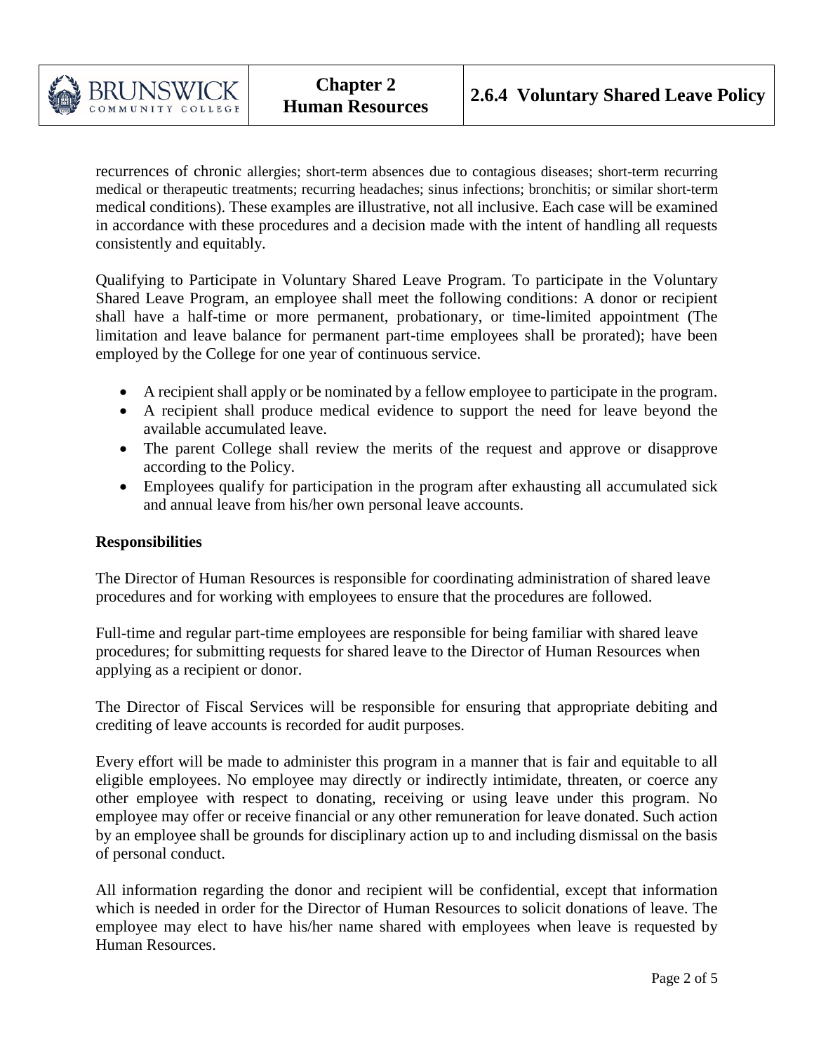recurrences of chronic allergies; short-term absences due to contagious diseases; short-term recurring medical or therapeutic treatments; recurring headaches; sinus infections; bronchitis; or similar short-term medical conditions). These examples are illustrative, not all inclusive. Each case will be examined in accordance with these procedures and a decision made with the intent of handling all requests consistently and equitably.

Qualifying to Participate in Voluntary Shared Leave Program. To participate in the Voluntary Shared Leave Program, an employee shall meet the following conditions: A donor or recipient shall have a half-time or more permanent, probationary, or time-limited appointment (The limitation and leave balance for permanent part-time employees shall be prorated); have been employed by the College for one year of continuous service.

- A recipient shall apply or be nominated by a fellow employee to participate in the program.
- A recipient shall produce medical evidence to support the need for leave beyond the available accumulated leave.
- The parent College shall review the merits of the request and approve or disapprove according to the Policy.
- Employees qualify for participation in the program after exhausting all accumulated sick and annual leave from his/her own personal leave accounts.

**Responsibilities**

The Director of Human Resources is responsible for coordinating administration of shared leave procedures and for working with employees to ensure that the procedures are followed.

Full-time and regular part-time employees are responsible for being familiar with shared leave procedures; for submitting requests for shared leave to the Director of Human Resources when applying as a recipient or donor.

The Director of Fiscal Services will be responsible for ensuring that appropriate debiting and crediting of leave accounts is recorded for audit purposes.

Every effort will be made to administer this program in a manner that is fair and equitable to all eligible employees. No employee may directly or indirectly intimidate, threaten, or coerce any other employee with respect to donating, receiving or using leave under this program. No employee may offer or receive financial or any other remuneration for leave donated. Such action by an employee shall be grounds for disciplinary action up to and including dismissal on the basis of personal conduct.

All information regarding the donor and recipient will be confidential, except that information which is needed in order for the Director of Human Resources to solicit donations of leave. The employee may elect to have his/her name shared with employees when leave is requested by Human Resources.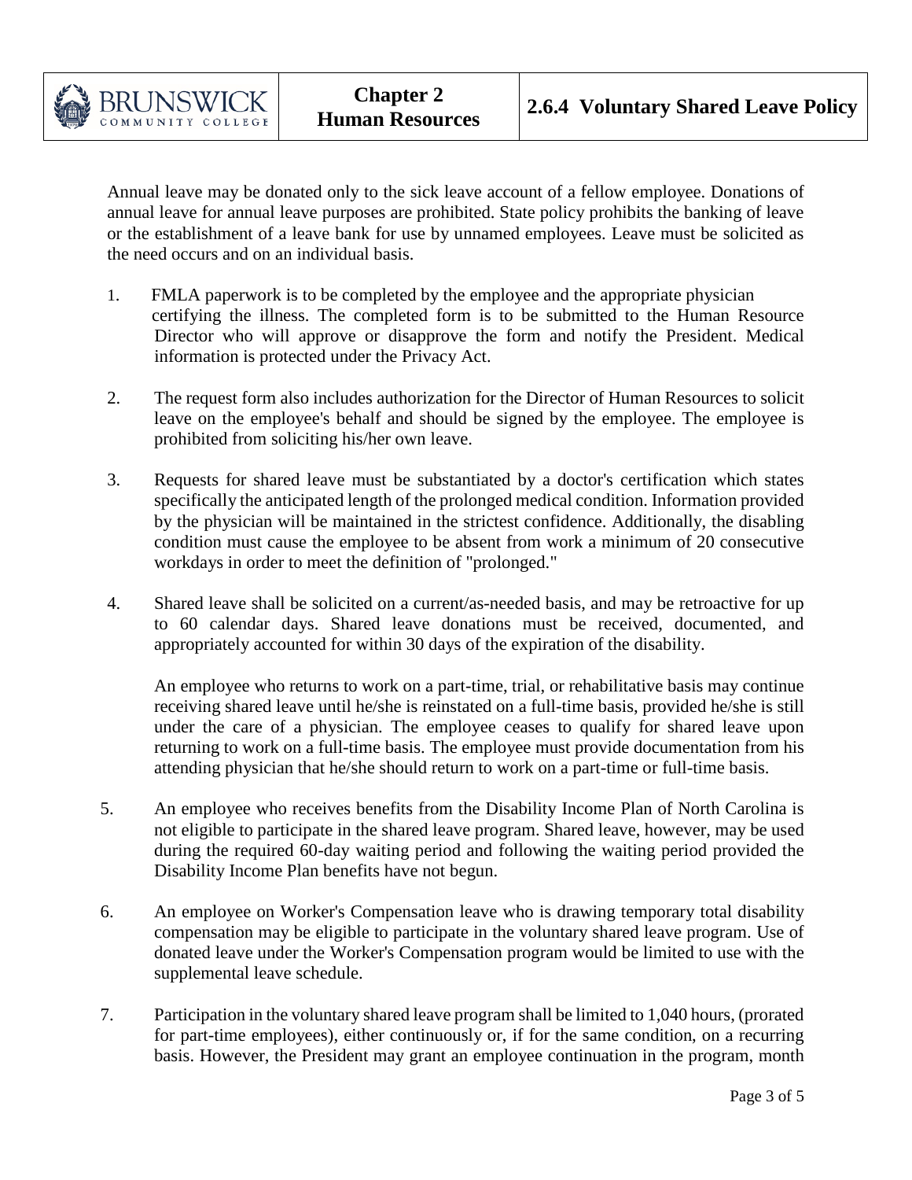Annual leave may be donated only to the sick leave account of a fellow employee. Donations of annual leave for annual leave purposes are prohibited. State policy prohibits the banking of leave or the establishment of a leave bank for use by unnamed employees. Leave must be solicited as the need occurs and on an individual basis.

1. FMLA paperwork is to be completed by the employee and the appropriate physician certifying the illness. The completed form is to be submitted to the Human Resource Director who will approve or disapprove the form and notify the President. Medical information is protected under the Privacy Act.

2. The request form also includes authorization for the Director of Human Resources to solicit leave on the employee's behalf and should be signed by the employee. The employee is prohibited from soliciting his/her own leave.

3. Requests for shared leave must be substantiated by a doctor's certification which states specifically the anticipated length of the prolonged medical condition. Information provided by the physician will be maintained in the strictest confidence. Additionally, the disabling condition must cause the employee to be absent from work a minimum of 20 consecutive workdays in order to meet the definition of "prolonged."

4. Shared leave shall be solicited on a current/as-needed basis, and may be retroactive for up to 60 calendar days. Shared leave donations must be received, documented, and appropriately accounted for within 30 days of the expiration of the disability.

   An employee who returns to work on a part-time, trial, or rehabilitative basis may continue receiving shared leave until he/she is reinstated on a full-time basis, provided he/she is still under the care of a physician. The employee ceases to qualify for shared leave upon returning to work on a full-time basis. The employee must provide documentation from his attending physician that he/she should return to work on a part-time or full-time basis.

5. An employee who receives benefits from the Disability Income Plan of North Carolina is not eligible to participate in the shared leave program. Shared leave, however, may be used during the required 60-day waiting period and following the waiting period provided the Disability Income Plan benefits have not begun.

6. An employee on Worker's Compensation leave who is drawing temporary total disability compensation may be eligible to participate in the voluntary shared leave program. Use of donated leave under the Worker's Compensation program would be limited to use with the supplemental leave schedule.

7. Participation in the voluntary shared leave program shall be limited to 1,040 hours, (prorated for part-time employees), either continuously or, if for the same condition, on a recurring basis. However, the President may grant an employee continuation in the program, month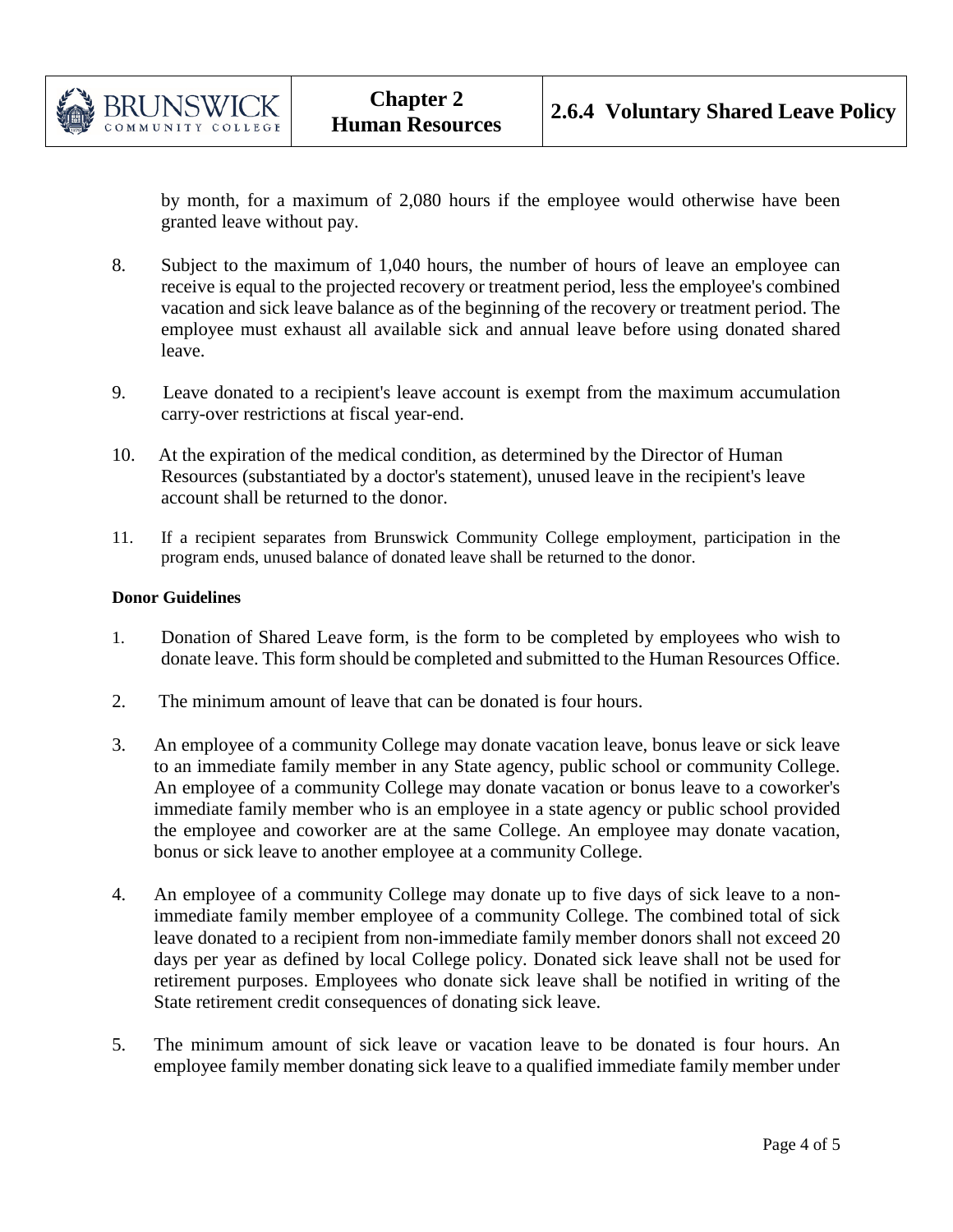by month, for a maximum of 2,080 hours if the employee would otherwise have been granted leave without pay.

8. Subject to the maximum of 1,040 hours, the number of hours of leave an employee can receive is equal to the projected recovery or treatment period, less the employee's combined vacation and sick leave balance as of the beginning of the recovery or treatment period. The employee must exhaust all available sick and annual leave before using donated shared leave.

9. Leave donated to a recipient's leave account is exempt from the maximum accumulation carry-over restrictions at fiscal year-end.

10. At the expiration of the medical condition, as determined by the Director of Human Resources (substantiated by a doctor's statement), unused leave in the recipient's leave account shall be returned to the donor.

11. If a recipient separates from Brunswick Community College employment, participation in the program ends, unused balance of donated leave shall be returned to the donor.

**Donor Guidelines**

1. Donation of Shared Leave form, is the form to be completed by employees who wish to donate leave. This form should be completed and submitted to the Human Resources Office.

2. The minimum amount of leave that can be donated is four hours.

3. An employee of a community College may donate vacation leave, bonus leave or sick leave to an immediate family member in any State agency, public school or community College. An employee of a community College may donate vacation or bonus leave to a coworker's immediate family member who is an employee in a state agency or public school provided the employee and coworker are at the same College. An employee may donate vacation, bonus or sick leave to another employee at a community College.

4. An employee of a community College may donate up to five days of sick leave to a non-immediate family member employee of a community College. The combined total of sick leave donated to a recipient from non-immediate family member donors shall not exceed 20 days per year as defined by local College policy. Donated sick leave shall not be used for retirement purposes. Employees who donate sick leave shall be notified in writing of the State retirement credit consequences of donating sick leave.

5. The minimum amount of sick leave or vacation leave to be donated is four hours. An employee family member donating sick leave to a qualified immediate family member under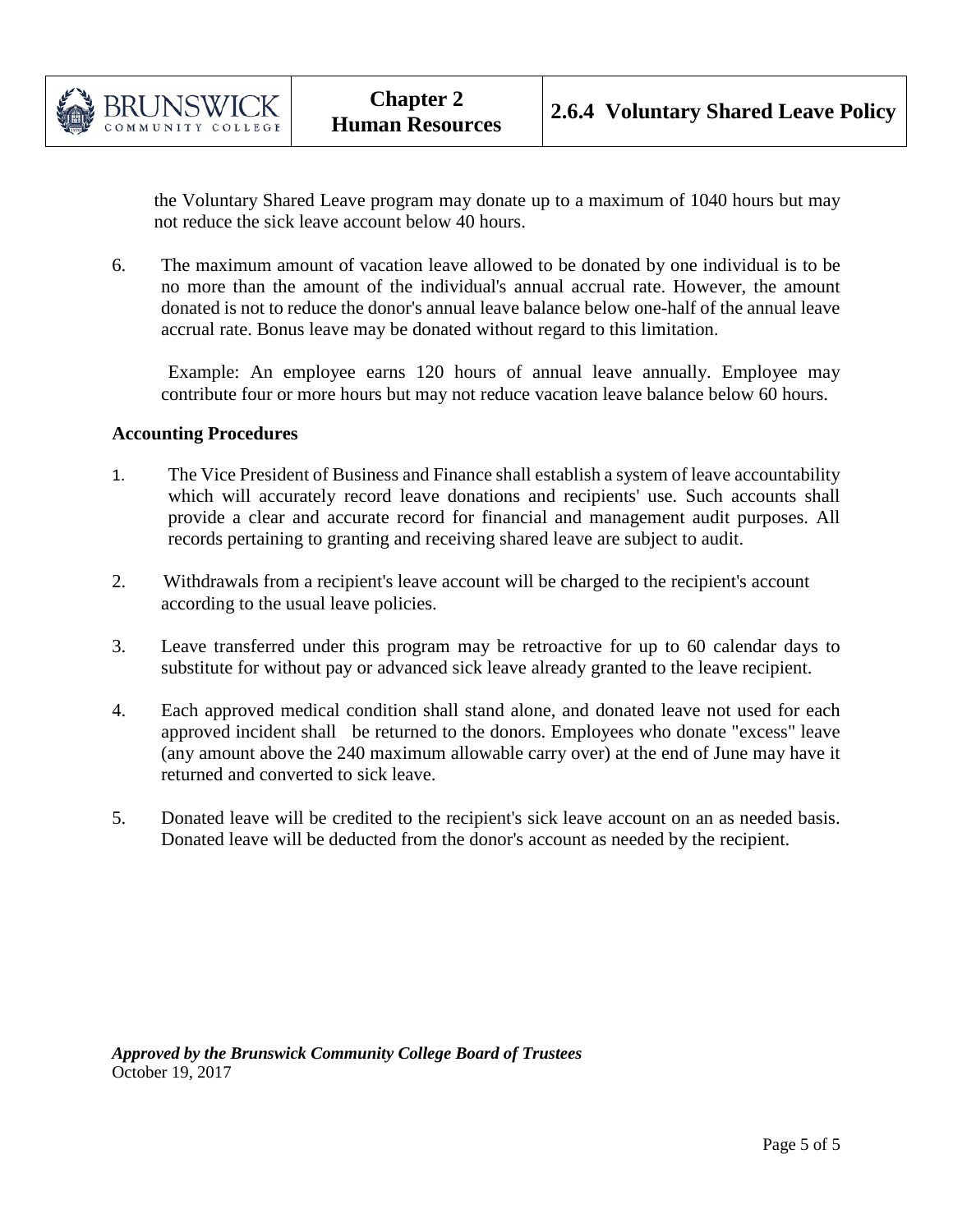the Voluntary Shared Leave program may donate up to a maximum of 1040 hours but may not reduce the sick leave account below 40 hours.

6. The maximum amount of vacation leave allowed to be donated by one individual is to be no more than the amount of the individual's annual accrual rate. However, the amount donated is not to reduce the donor's annual leave balance below one-half of the annual leave accrual rate. Bonus leave may be donated without regard to this limitation.

   Example: An employee earns 120 hours of annual leave annually. Employee may contribute four or more hours but may not reduce vacation leave balance below 60 hours.

**Accounting Procedures**

1. The Vice President of Business and Finance shall establish a system of leave accountability which will accurately record leave donations and recipients' use. Such accounts shall provide a clear and accurate record for financial and management audit purposes. All records pertaining to granting and receiving shared leave are subject to audit.

2. Withdrawals from a recipient's leave account will be charged to the recipient's account according to the usual leave policies.

3. Leave transferred under this program may be retroactive for up to 60 calendar days to substitute for without pay or advanced sick leave already granted to the leave recipient.

4. Each approved medical condition shall stand alone, and donated leave not used for each approved incident shall be returned to the donors. Employees who donate "excess" leave (any amount above the 240 maximum allowable carry over) at the end of June may have it returned and converted to sick leave.

5. Donated leave will be credited to the recipient's sick leave account on an as needed basis. Donated leave will be deducted from the donor's account as needed by the recipient.

***Approved by the Brunswick Community College Board of Trustees***
October 19, 2017